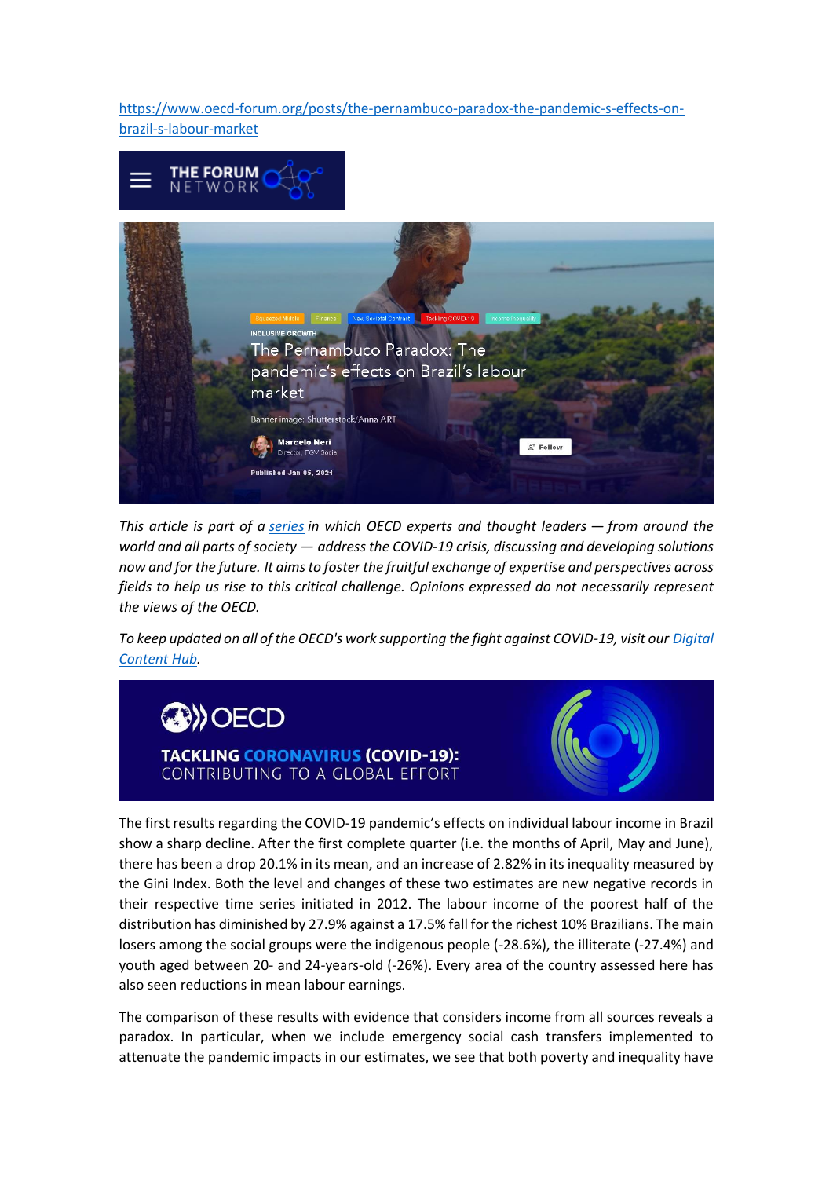https://www.oecd-forum.org/posts/the-pernambuco-paradox-the-pandemic-s-effects-on-brazil-s-labour-market

THE FORUM NETWORK

Squeezed Middle | Finance | New Societal Contract | Tackling COVID-19 | Income Inequality

INCLUSIVE GROWTH

# The Pernambuco Paradox: The pandemic's effects on Brazil's labour market

Banner image: Shutterstock/Anna ART

**Marcelo Neri**
Director, FGV Social

Published Jan 05, 2021

*This article is part of a series in which OECD experts and thought leaders — from around the world and all parts of society — address the COVID-19 crisis, discussing and developing solutions now and for the future. It aims to foster the fruitful exchange of expertise and perspectives across fields to help us rise to this critical challenge. Opinions expressed do not necessarily represent the views of the OECD.*

*To keep updated on all of the OECD's work supporting the fight against COVID-19, visit our Digital Content Hub.*

OECD
**TACKLING CORONAVIRUS (COVID-19):**
CONTRIBUTING TO A GLOBAL EFFORT

The first results regarding the COVID-19 pandemic's effects on individual labour income in Brazil show a sharp decline. After the first complete quarter (i.e. the months of April, May and June), there has been a drop 20.1% in its mean, and an increase of 2.82% in its inequality measured by the Gini Index. Both the level and changes of these two estimates are new negative records in their respective time series initiated in 2012. The labour income of the poorest half of the distribution has diminished by 27.9% against a 17.5% fall for the richest 10% Brazilians. The main losers among the social groups were the indigenous people (-28.6%), the illiterate (-27.4%) and youth aged between 20- and 24-years-old (-26%). Every area of the country assessed here has also seen reductions in mean labour earnings.

The comparison of these results with evidence that considers income from all sources reveals a paradox. In particular, when we include emergency social cash transfers implemented to attenuate the pandemic impacts in our estimates, we see that both poverty and inequality have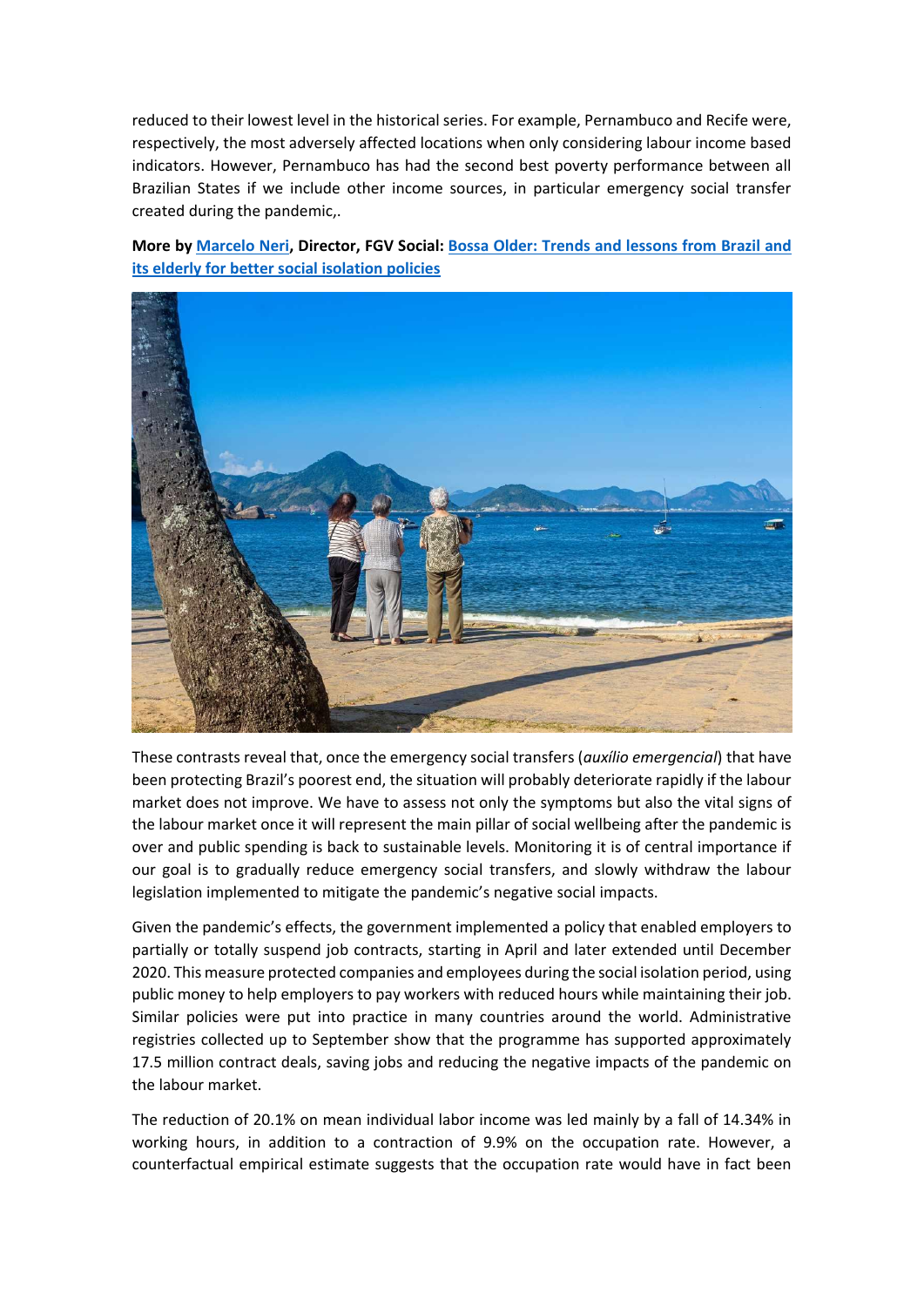reduced to their lowest level in the historical series. For example, Pernambuco and Recife were, respectively, the most adversely affected locations when only considering labour income based indicators. However, Pernambuco has had the second best poverty performance between all Brazilian States if we include other income sources, in particular emergency social transfer created during the pandemic,.

**More by Marcelo Neri, Director, FGV Social: Bossa Older: Trends and lessons from Brazil and its elderly for better social isolation policies**

These contrasts reveal that, once the emergency social transfers (*auxílio emergencial*) that have been protecting Brazil's poorest end, the situation will probably deteriorate rapidly if the labour market does not improve. We have to assess not only the symptoms but also the vital signs of the labour market once it will represent the main pillar of social wellbeing after the pandemic is over and public spending is back to sustainable levels. Monitoring it is of central importance if our goal is to gradually reduce emergency social transfers, and slowly withdraw the labour legislation implemented to mitigate the pandemic's negative social impacts.

Given the pandemic's effects, the government implemented a policy that enabled employers to partially or totally suspend job contracts, starting in April and later extended until December 2020. This measure protected companies and employees during the social isolation period, using public money to help employers to pay workers with reduced hours while maintaining their job. Similar policies were put into practice in many countries around the world. Administrative registries collected up to September show that the programme has supported approximately 17.5 million contract deals, saving jobs and reducing the negative impacts of the pandemic on the labour market.

The reduction of 20.1% on mean individual labor income was led mainly by a fall of 14.34% in working hours, in addition to a contraction of 9.9% on the occupation rate. However, a counterfactual empirical estimate suggests that the occupation rate would have in fact been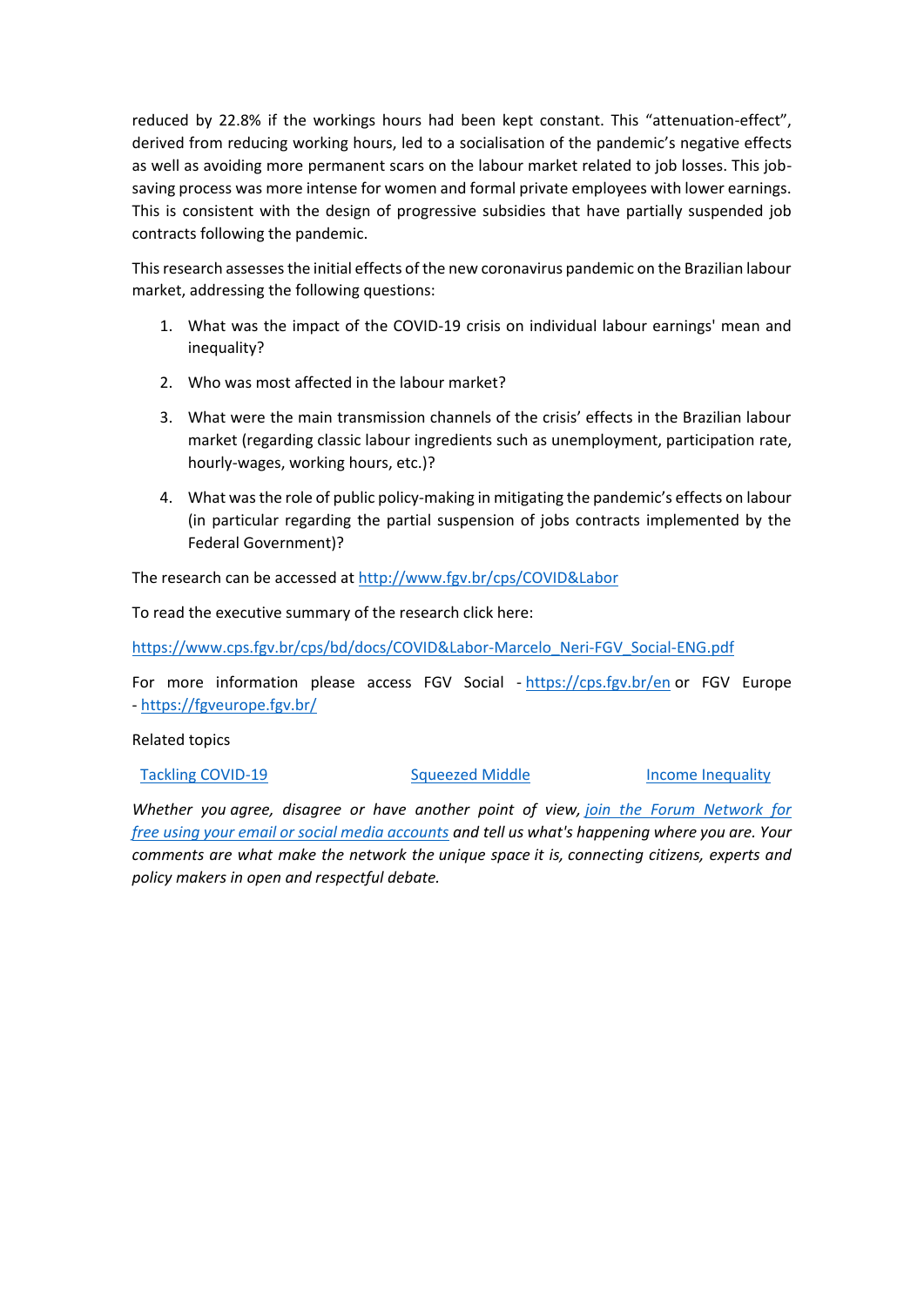reduced by 22.8% if the workings hours had been kept constant. This "attenuation-effect", derived from reducing working hours, led to a socialisation of the pandemic's negative effects as well as avoiding more permanent scars on the labour market related to job losses. This job-saving process was more intense for women and formal private employees with lower earnings. This is consistent with the design of progressive subsidies that have partially suspended job contracts following the pandemic.

This research assesses the initial effects of the new coronavirus pandemic on the Brazilian labour market, addressing the following questions:

1. What was the impact of the COVID-19 crisis on individual labour earnings' mean and inequality?
2. Who was most affected in the labour market?
3. What were the main transmission channels of the crisis' effects in the Brazilian labour market (regarding classic labour ingredients such as unemployment, participation rate, hourly-wages, working hours, etc.)?
4. What was the role of public policy-making in mitigating the pandemic's effects on labour (in particular regarding the partial suspension of jobs contracts implemented by the Federal Government)?

The research can be accessed at http://www.fgv.br/cps/COVID&Labor

To read the executive summary of the research click here:

https://www.cps.fgv.br/cps/bd/docs/COVID&Labor-Marcelo_Neri-FGV_Social-ENG.pdf

For more information please access FGV Social - https://cps.fgv.br/en or FGV Europe - https://fgveurope.fgv.br/

Related topics

Tackling COVID-19 | Squeezed Middle | Income Inequality

*Whether you agree, disagree or have another point of view, join the Forum Network for free using your email or social media accounts and tell us what's happening where you are. Your comments are what make the network the unique space it is, connecting citizens, experts and policy makers in open and respectful debate.*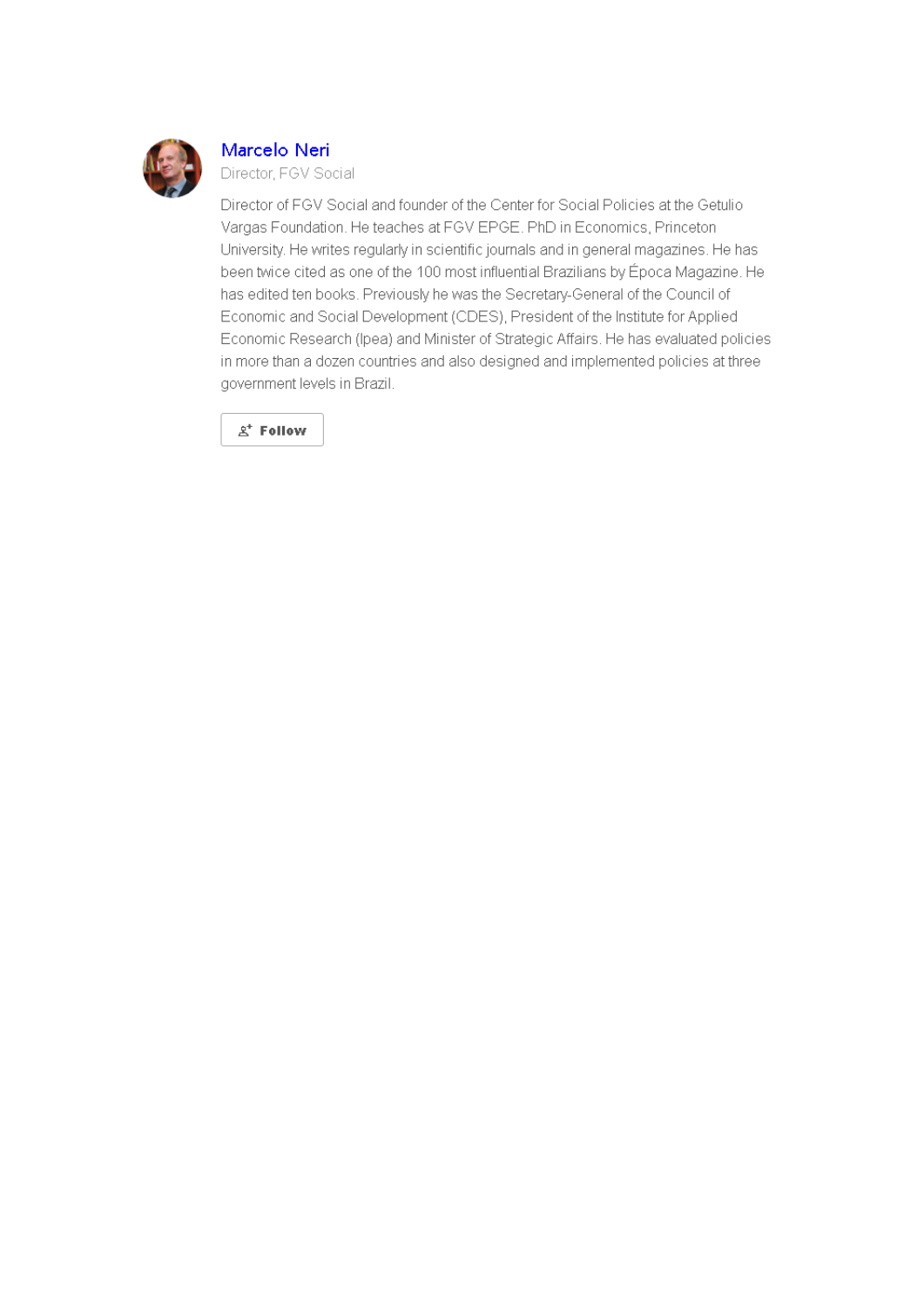**Marcelo Neri**

Director, FGV Social

Director of FGV Social and founder of the Center for Social Policies at the Getulio Vargas Foundation. He teaches at FGV EPGE. PhD in Economics, Princeton University. He writes regularly in scientific journals and in general magazines. He has been twice cited as one of the 100 most influential Brazilians by Época Magazine. He has edited ten books. Previously he was the Secretary-General of the Council of Economic and Social Development (CDES), President of the Institute for Applied Economic Research (Ipea) and Minister of Strategic Affairs. He has evaluated policies in more than a dozen countries and also designed and implemented policies at three government levels in Brazil.

Follow